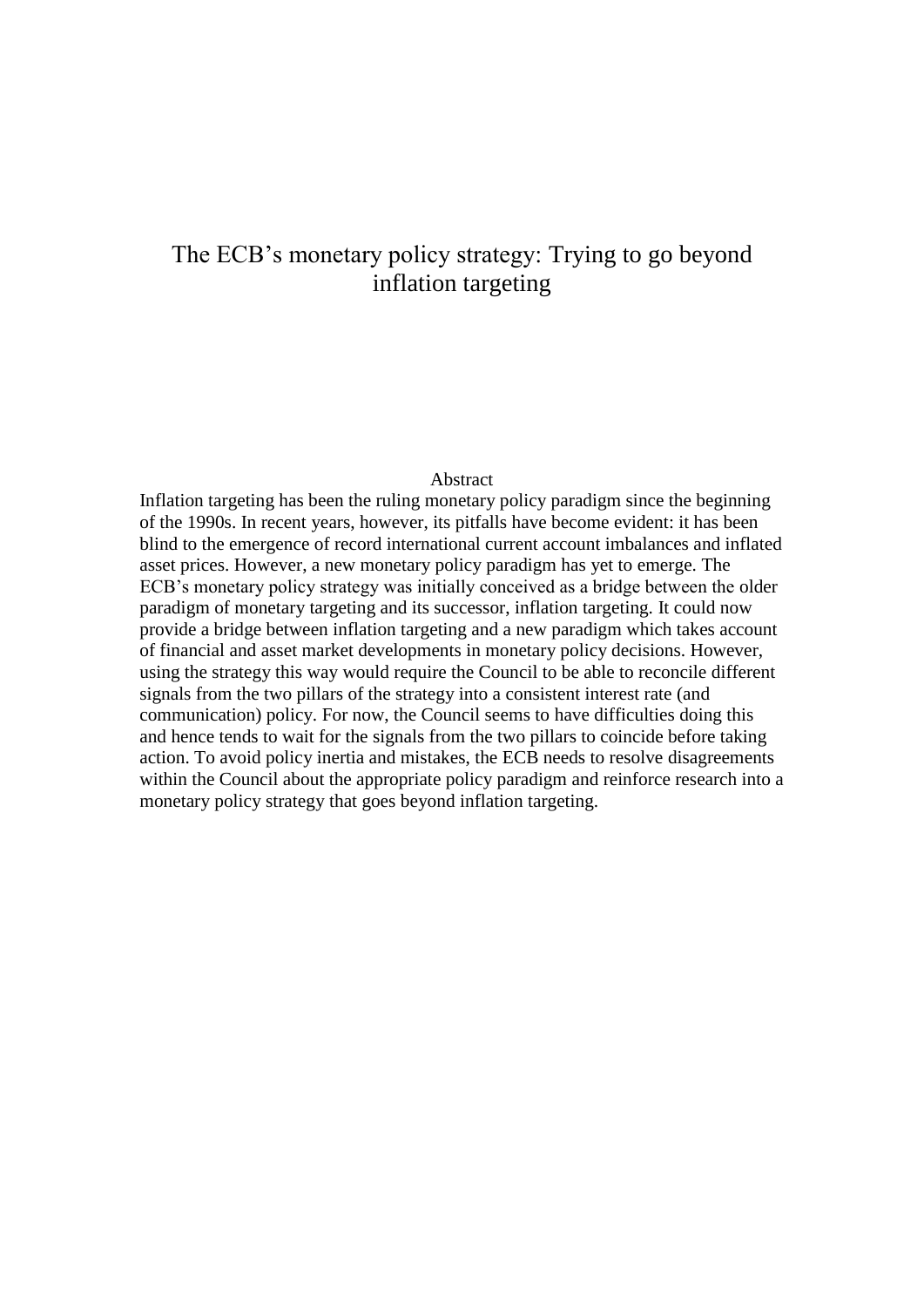# The ECB's monetary policy strategy: Trying to go beyond inflation targeting

## Abstract

Inflation targeting has been the ruling monetary policy paradigm since the beginning of the 1990s. In recent years, however, its pitfalls have become evident: it has been blind to the emergence of record international current account imbalances and inflated asset prices. However, a new monetary policy paradigm has yet to emerge. The ECB's monetary policy strategy was initially conceived as a bridge between the older paradigm of monetary targeting and its successor, inflation targeting. It could now provide a bridge between inflation targeting and a new paradigm which takes account of financial and asset market developments in monetary policy decisions. However, using the strategy this way would require the Council to be able to reconcile different signals from the two pillars of the strategy into a consistent interest rate (and communication) policy. For now, the Council seems to have difficulties doing this and hence tends to wait for the signals from the two pillars to coincide before taking action. To avoid policy inertia and mistakes, the ECB needs to resolve disagreements within the Council about the appropriate policy paradigm and reinforce research into a monetary policy strategy that goes beyond inflation targeting.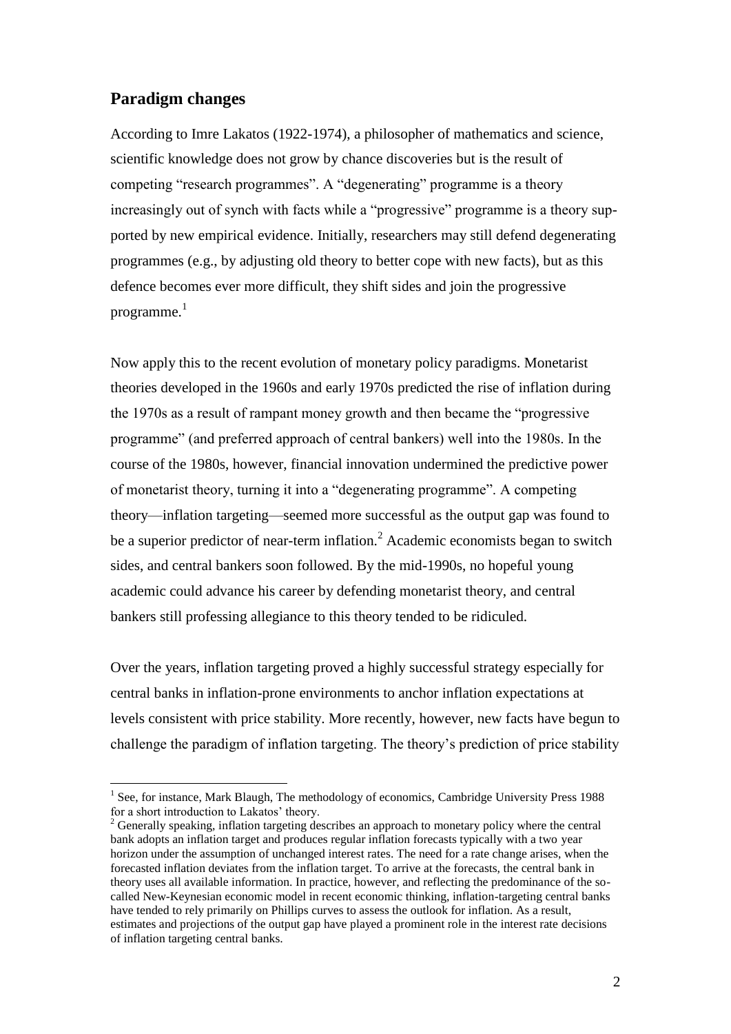## Paradigm changes

According to Imre Lakatos (1922-1974), a philosopher of mathematics and science, scientific knowledge does not grow by chance discoveries but is the result of competing "research programmes". A "degenerating" programme is a theory increasingly out of synch with facts while a "progressive" programme is a theory supported by new empirical evidence. Initially, researchers may still defend degenerating programmes (e.g., by adjusting old theory to better cope with new facts), but as this defence becomes ever more difficult, they shift sides and join the progressive programme.[1]

Now apply this to the recent evolution of monetary policy paradigms. Monetarist theories developed in the 1960s and early 1970s predicted the rise of inflation during the 1970s as a result of rampant money growth and then became the "progressive programme" (and preferred approach of central bankers) well into the 1980s. In the course of the 1980s, however, financial innovation undermined the predictive power of monetarist theory, turning it into a "degenerating programme". A competing theory—inflation targeting—seemed more successful as the output gap was found to be a superior predictor of near-term inflation.[2] Academic economists began to switch sides, and central bankers soon followed. By the mid-1990s, no hopeful young academic could advance his career by defending monetarist theory, and central bankers still professing allegiance to this theory tended to be ridiculed.

Over the years, inflation targeting proved a highly successful strategy especially for central banks in inflation-prone environments to anchor inflation expectations at levels consistent with price stability. More recently, however, new facts have begun to challenge the paradigm of inflation targeting. The theory's prediction of price stability

[1] See, for instance, Mark Blaugh, The methodology of economics, Cambridge University Press 1988 for a short introduction to Lakatos' theory.

[2] Generally speaking, inflation targeting describes an approach to monetary policy where the central bank adopts an inflation target and produces regular inflation forecasts typically with a two year horizon under the assumption of unchanged interest rates. The need for a rate change arises, when the forecasted inflation deviates from the inflation target. To arrive at the forecasts, the central bank in theory uses all available information. In practice, however, and reflecting the predominance of the so-called New-Keynesian economic model in recent economic thinking, inflation-targeting central banks have tended to rely primarily on Phillips curves to assess the outlook for inflation. As a result, estimates and projections of the output gap have played a prominent role in the interest rate decisions of inflation targeting central banks.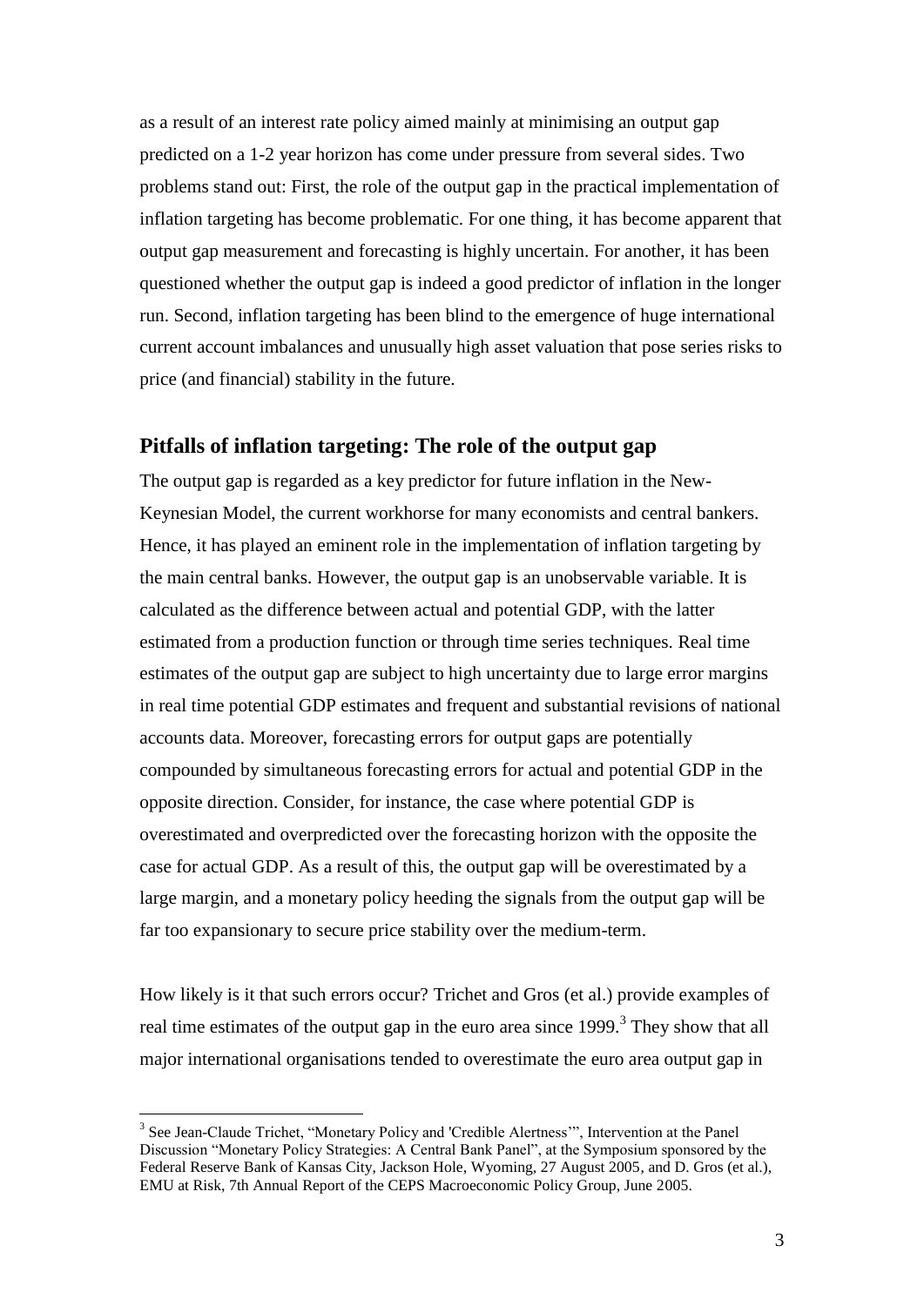as a result of an interest rate policy aimed mainly at minimising an output gap predicted on a 1-2 year horizon has come under pressure from several sides. Two problems stand out: First, the role of the output gap in the practical implementation of inflation targeting has become problematic. For one thing, it has become apparent that output gap measurement and forecasting is highly uncertain. For another, it has been questioned whether the output gap is indeed a good predictor of inflation in the longer run. Second, inflation targeting has been blind to the emergence of huge international current account imbalances and unusually high asset valuation that pose series risks to price (and financial) stability in the future.

## Pitfalls of inflation targeting: The role of the output gap

The output gap is regarded as a key predictor for future inflation in the New-Keynesian Model, the current workhorse for many economists and central bankers. Hence, it has played an eminent role in the implementation of inflation targeting by the main central banks. However, the output gap is an unobservable variable. It is calculated as the difference between actual and potential GDP, with the latter estimated from a production function or through time series techniques. Real time estimates of the output gap are subject to high uncertainty due to large error margins in real time potential GDP estimates and frequent and substantial revisions of national accounts data. Moreover, forecasting errors for output gaps are potentially compounded by simultaneous forecasting errors for actual and potential GDP in the opposite direction. Consider, for instance, the case where potential GDP is overestimated and overpredicted over the forecasting horizon with the opposite the case for actual GDP. As a result of this, the output gap will be overestimated by a large margin, and a monetary policy heeding the signals from the output gap will be far too expansionary to secure price stability over the medium-term.

How likely is it that such errors occur? Trichet and Gros (et al.) provide examples of real time estimates of the output gap in the euro area since 1999.[3] They show that all major international organisations tended to overestimate the euro area output gap in

[3] See Jean-Claude Trichet, "Monetary Policy and 'Credible Alertness'", Intervention at the Panel Discussion "Monetary Policy Strategies: A Central Bank Panel", at the Symposium sponsored by the Federal Reserve Bank of Kansas City, Jackson Hole, Wyoming, 27 August 2005, and D. Gros (et al.), EMU at Risk, 7th Annual Report of the CEPS Macroeconomic Policy Group, June 2005.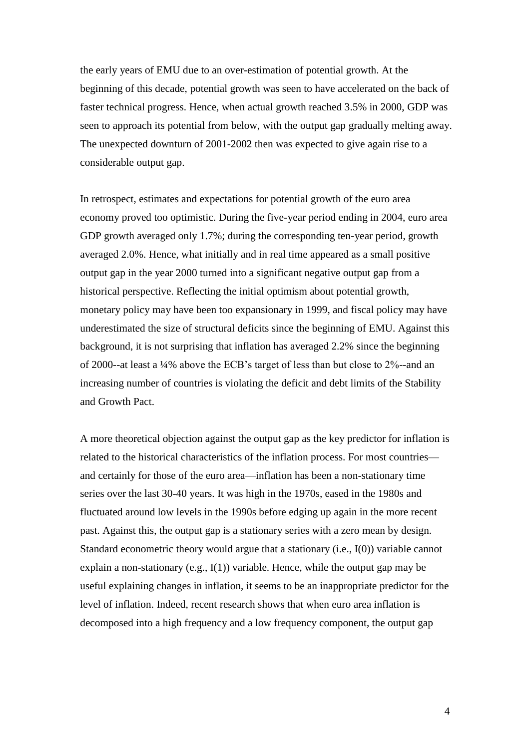the early years of EMU due to an over-estimation of potential growth. At the beginning of this decade, potential growth was seen to have accelerated on the back of faster technical progress. Hence, when actual growth reached 3.5% in 2000, GDP was seen to approach its potential from below, with the output gap gradually melting away. The unexpected downturn of 2001-2002 then was expected to give again rise to a considerable output gap.

In retrospect, estimates and expectations for potential growth of the euro area economy proved too optimistic. During the five-year period ending in 2004, euro area GDP growth averaged only 1.7%; during the corresponding ten-year period, growth averaged 2.0%. Hence, what initially and in real time appeared as a small positive output gap in the year 2000 turned into a significant negative output gap from a historical perspective. Reflecting the initial optimism about potential growth, monetary policy may have been too expansionary in 1999, and fiscal policy may have underestimated the size of structural deficits since the beginning of EMU. Against this background, it is not surprising that inflation has averaged 2.2% since the beginning of 2000--at least a ¼% above the ECB's target of less than but close to 2%--and an increasing number of countries is violating the deficit and debt limits of the Stability and Growth Pact.

A more theoretical objection against the output gap as the key predictor for inflation is related to the historical characteristics of the inflation process. For most countries—and certainly for those of the euro area—inflation has been a non-stationary time series over the last 30-40 years. It was high in the 1970s, eased in the 1980s and fluctuated around low levels in the 1990s before edging up again in the more recent past. Against this, the output gap is a stationary series with a zero mean by design. Standard econometric theory would argue that a stationary (i.e., I(0)) variable cannot explain a non-stationary (e.g., I(1)) variable. Hence, while the output gap may be useful explaining changes in inflation, it seems to be an inappropriate predictor for the level of inflation. Indeed, recent research shows that when euro area inflation is decomposed into a high frequency and a low frequency component, the output gap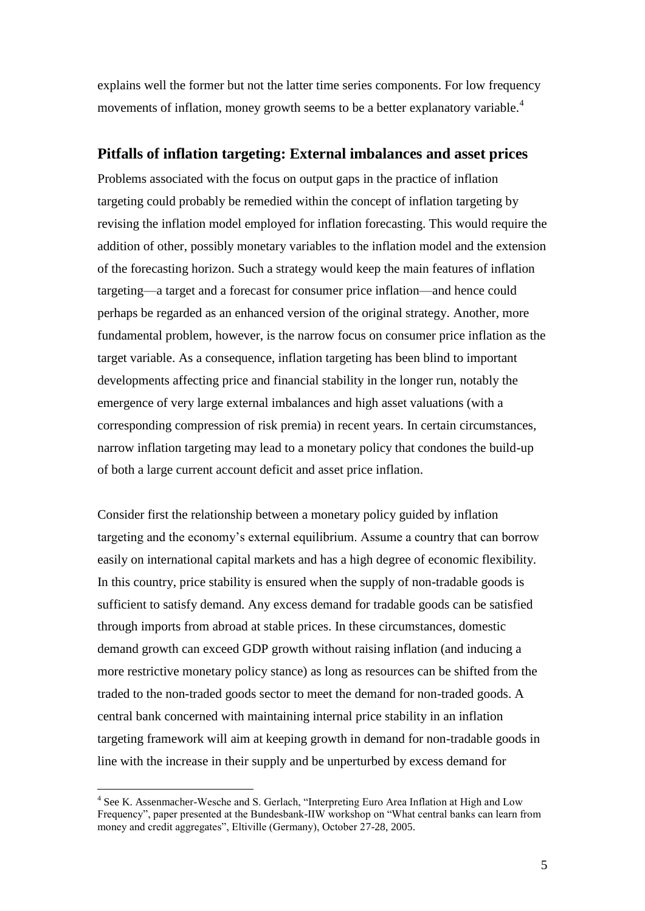explains well the former but not the latter time series components. For low frequency movements of inflation, money growth seems to be a better explanatory variable.[4]

## Pitfalls of inflation targeting: External imbalances and asset prices

Problems associated with the focus on output gaps in the practice of inflation targeting could probably be remedied within the concept of inflation targeting by revising the inflation model employed for inflation forecasting. This would require the addition of other, possibly monetary variables to the inflation model and the extension of the forecasting horizon. Such a strategy would keep the main features of inflation targeting—a target and a forecast for consumer price inflation—and hence could perhaps be regarded as an enhanced version of the original strategy. Another, more fundamental problem, however, is the narrow focus on consumer price inflation as the target variable. As a consequence, inflation targeting has been blind to important developments affecting price and financial stability in the longer run, notably the emergence of very large external imbalances and high asset valuations (with a corresponding compression of risk premia) in recent years. In certain circumstances, narrow inflation targeting may lead to a monetary policy that condones the build-up of both a large current account deficit and asset price inflation.

Consider first the relationship between a monetary policy guided by inflation targeting and the economy's external equilibrium. Assume a country that can borrow easily on international capital markets and has a high degree of economic flexibility. In this country, price stability is ensured when the supply of non-tradable goods is sufficient to satisfy demand. Any excess demand for tradable goods can be satisfied through imports from abroad at stable prices. In these circumstances, domestic demand growth can exceed GDP growth without raising inflation (and inducing a more restrictive monetary policy stance) as long as resources can be shifted from the traded to the non-traded goods sector to meet the demand for non-traded goods. A central bank concerned with maintaining internal price stability in an inflation targeting framework will aim at keeping growth in demand for non-tradable goods in line with the increase in their supply and be unperturbed by excess demand for

[4] See K. Assenmacher-Wesche and S. Gerlach, "Interpreting Euro Area Inflation at High and Low Frequency", paper presented at the Bundesbank-IIW workshop on "What central banks can learn from money and credit aggregates", Eltville (Germany), October 27-28, 2005.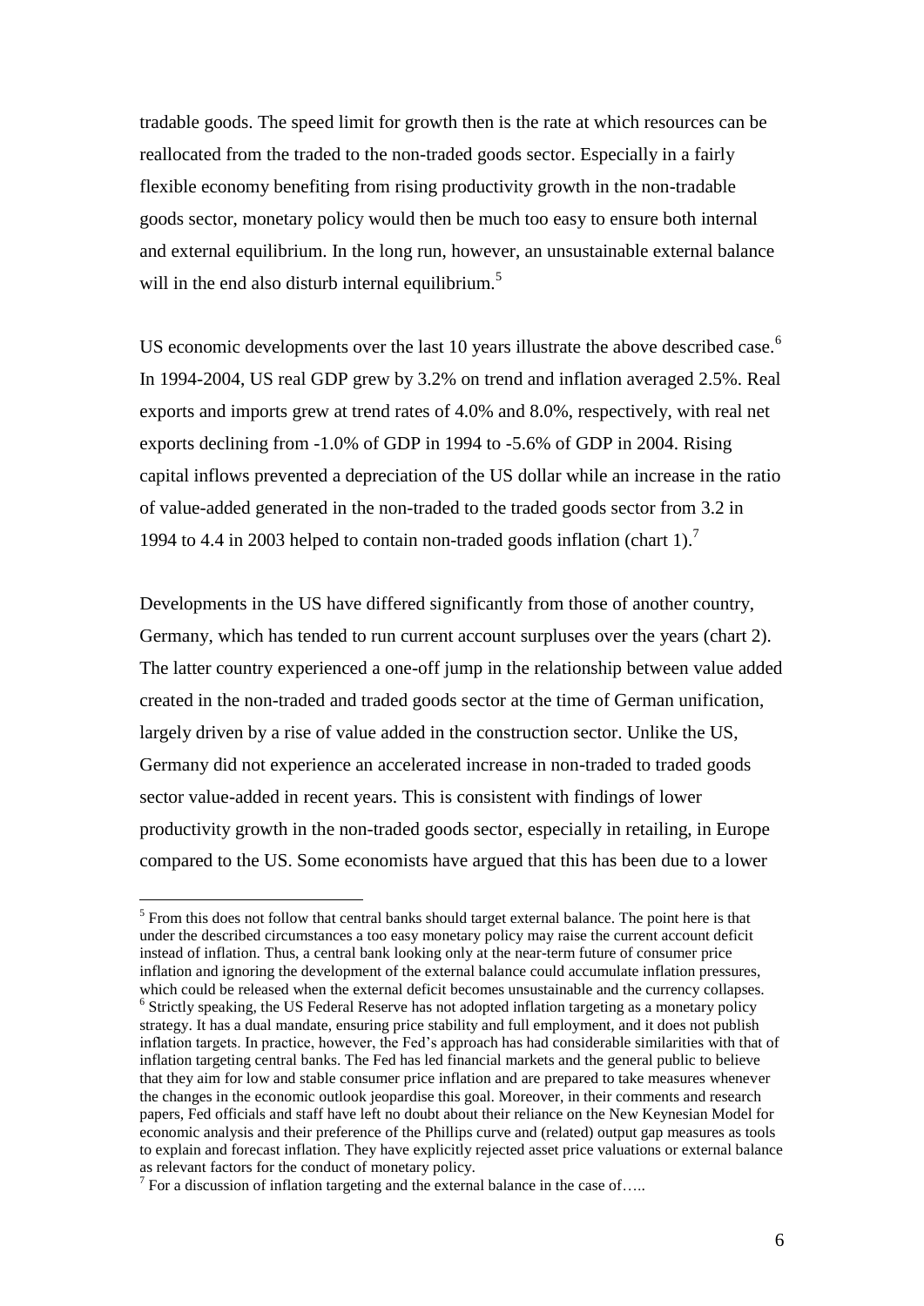tradable goods. The speed limit for growth then is the rate at which resources can be reallocated from the traded to the non-traded goods sector. Especially in a fairly flexible economy benefiting from rising productivity growth in the non-tradable goods sector, monetary policy would then be much too easy to ensure both internal and external equilibrium. In the long run, however, an unsustainable external balance will in the end also disturb internal equilibrium.[5]

US economic developments over the last 10 years illustrate the above described case.[6] In 1994-2004, US real GDP grew by 3.2% on trend and inflation averaged 2.5%. Real exports and imports grew at trend rates of 4.0% and 8.0%, respectively, with real net exports declining from -1.0% of GDP in 1994 to -5.6% of GDP in 2004. Rising capital inflows prevented a depreciation of the US dollar while an increase in the ratio of value-added generated in the non-traded to the traded goods sector from 3.2 in 1994 to 4.4 in 2003 helped to contain non-traded goods inflation (chart 1).[7]

Developments in the US have differed significantly from those of another country, Germany, which has tended to run current account surpluses over the years (chart 2). The latter country experienced a one-off jump in the relationship between value added created in the non-traded and traded goods sector at the time of German unification, largely driven by a rise of value added in the construction sector. Unlike the US, Germany did not experience an accelerated increase in non-traded to traded goods sector value-added in recent years. This is consistent with findings of lower productivity growth in the non-traded goods sector, especially in retailing, in Europe compared to the US. Some economists have argued that this has been due to a lower

---

[5] From this does not follow that central banks should target external balance. The point here is that under the described circumstances a too easy monetary policy may raise the current account deficit instead of inflation. Thus, a central bank looking only at the near-term future of consumer price inflation and ignoring the development of the external balance could accumulate inflation pressures, which could be released when the external deficit becomes unsustainable and the currency collapses.

[6] Strictly speaking, the US Federal Reserve has not adopted inflation targeting as a monetary policy strategy. It has a dual mandate, ensuring price stability and full employment, and it does not publish inflation targets. In practice, however, the Fed's approach has had considerable similarities with that of inflation targeting central banks. The Fed has led financial markets and the general public to believe that they aim for low and stable consumer price inflation and are prepared to take measures whenever the changes in the economic outlook jeopardise this goal. Moreover, in their comments and research papers, Fed officials and staff have left no doubt about their reliance on the New Keynesian Model for economic analysis and their preference of the Phillips curve and (related) output gap measures as tools to explain and forecast inflation. They have explicitly rejected asset price valuations or external balance as relevant factors for the conduct of monetary policy.

[7] For a discussion of inflation targeting and the external balance in the case of…..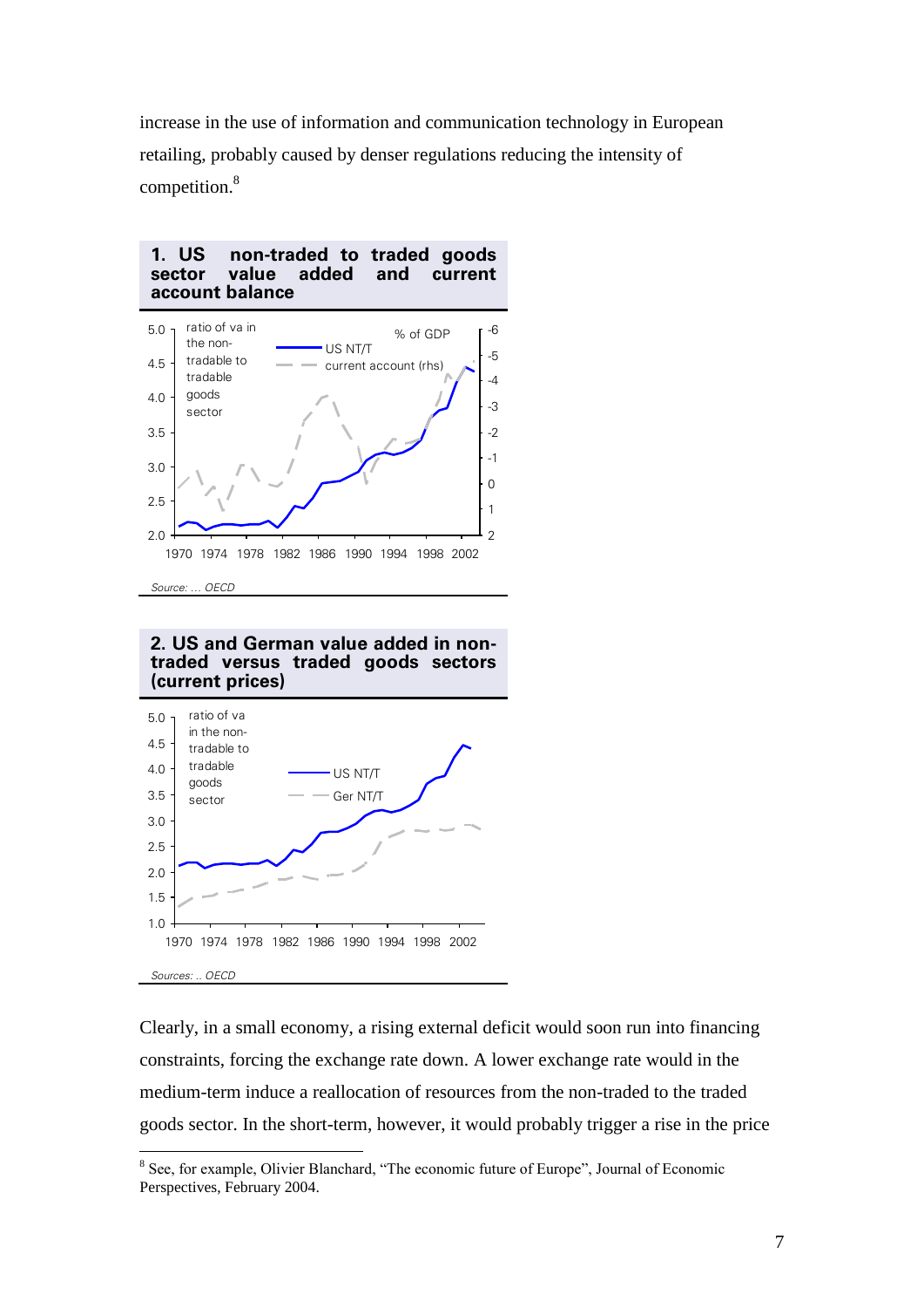increase in the use of information and communication technology in European retailing, probably caused by denser regulations reducing the intensity of competition.[8]

**1. US non-traded to traded goods sector value added and current account balance**

*Source: … OECD*

**2. US and German value added in non-traded versus traded goods sectors (current prices)**

*Sources: .. OECD*

Clearly, in a small economy, a rising external deficit would soon run into financing constraints, forcing the exchange rate down. A lower exchange rate would in the medium-term induce a reallocation of resources from the non-traded to the traded goods sector. In the short-term, however, it would probably trigger a rise in the price

[8] See, for example, Olivier Blanchard, "The economic future of Europe", Journal of Economic Perspectives, February 2004.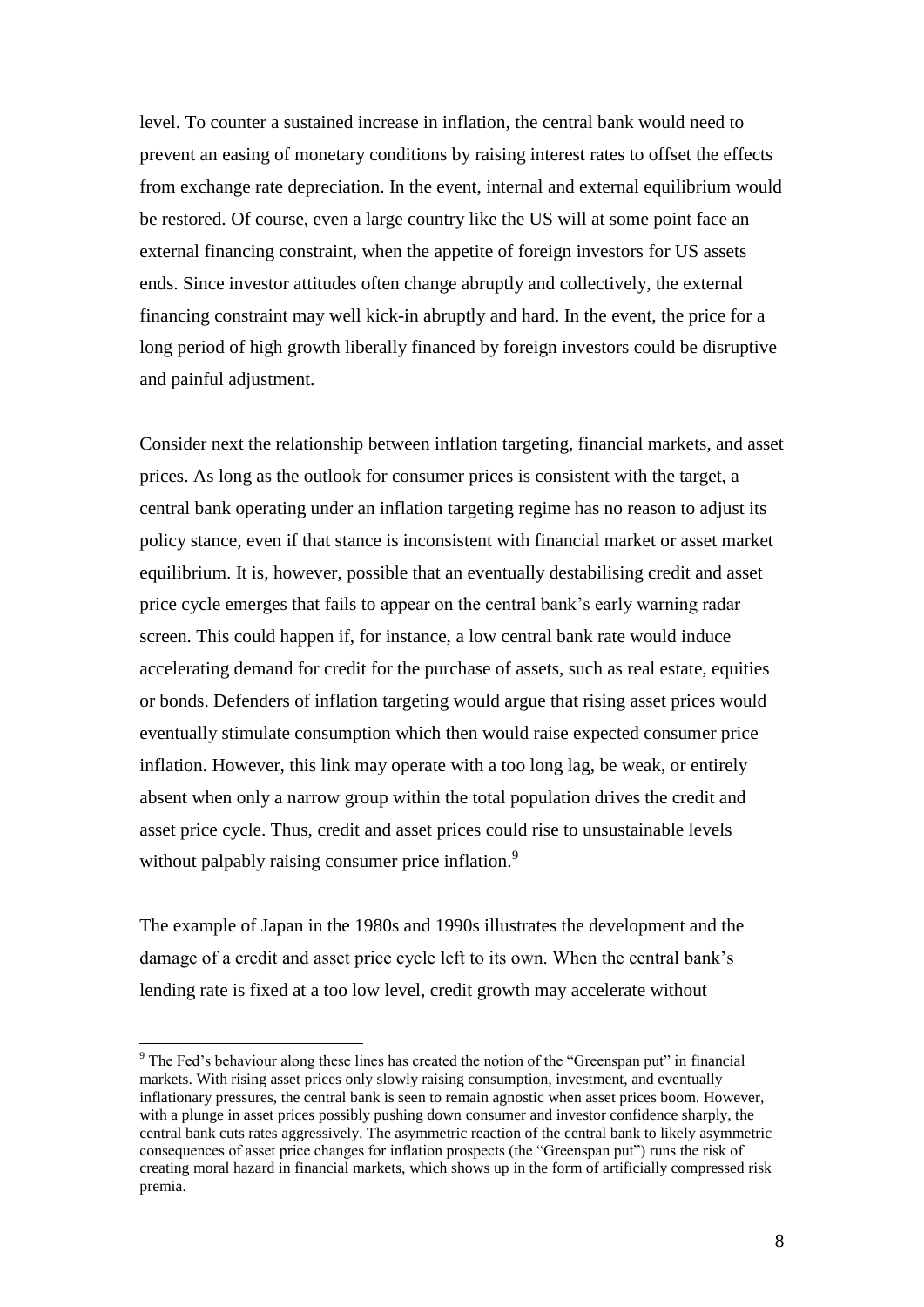level. To counter a sustained increase in inflation, the central bank would need to prevent an easing of monetary conditions by raising interest rates to offset the effects from exchange rate depreciation. In the event, internal and external equilibrium would be restored. Of course, even a large country like the US will at some point face an external financing constraint, when the appetite of foreign investors for US assets ends. Since investor attitudes often change abruptly and collectively, the external financing constraint may well kick-in abruptly and hard. In the event, the price for a long period of high growth liberally financed by foreign investors could be disruptive and painful adjustment.

Consider next the relationship between inflation targeting, financial markets, and asset prices. As long as the outlook for consumer prices is consistent with the target, a central bank operating under an inflation targeting regime has no reason to adjust its policy stance, even if that stance is inconsistent with financial market or asset market equilibrium. It is, however, possible that an eventually destabilising credit and asset price cycle emerges that fails to appear on the central bank's early warning radar screen. This could happen if, for instance, a low central bank rate would induce accelerating demand for credit for the purchase of assets, such as real estate, equities or bonds. Defenders of inflation targeting would argue that rising asset prices would eventually stimulate consumption which then would raise expected consumer price inflation. However, this link may operate with a too long lag, be weak, or entirely absent when only a narrow group within the total population drives the credit and asset price cycle. Thus, credit and asset prices could rise to unsustainable levels without palpably raising consumer price inflation.[9]

The example of Japan in the 1980s and 1990s illustrates the development and the damage of a credit and asset price cycle left to its own. When the central bank's lending rate is fixed at a too low level, credit growth may accelerate without

[9] The Fed's behaviour along these lines has created the notion of the "Greenspan put" in financial markets. With rising asset prices only slowly raising consumption, investment, and eventually inflationary pressures, the central bank is seen to remain agnostic when asset prices boom. However, with a plunge in asset prices possibly pushing down consumer and investor confidence sharply, the central bank cuts rates aggressively. The asymmetric reaction of the central bank to likely asymmetric consequences of asset price changes for inflation prospects (the "Greenspan put") runs the risk of creating moral hazard in financial markets, which shows up in the form of artificially compressed risk premia.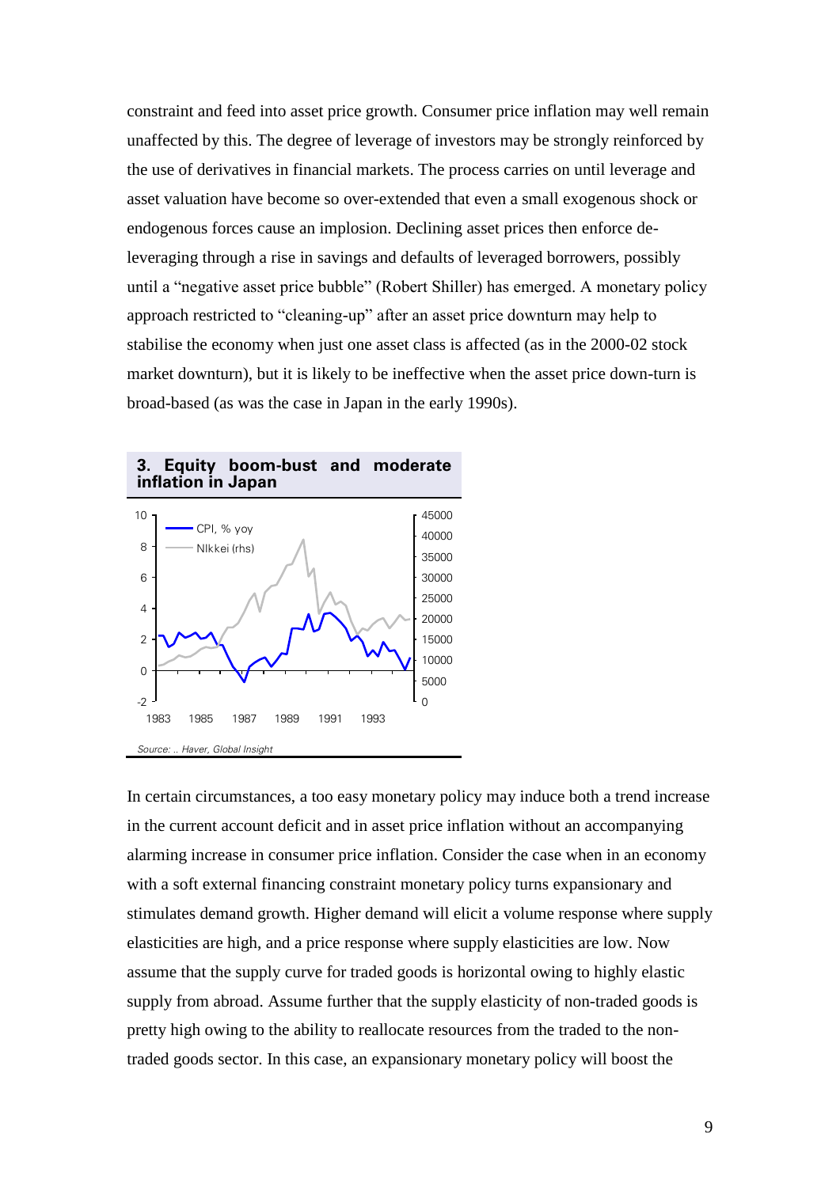constraint and feed into asset price growth. Consumer price inflation may well remain unaffected by this. The degree of leverage of investors may be strongly reinforced by the use of derivatives in financial markets. The process carries on until leverage and asset valuation have become so over-extended that even a small exogenous shock or endogenous forces cause an implosion. Declining asset prices then enforce de-leveraging through a rise in savings and defaults of leveraged borrowers, possibly until a "negative asset price bubble" (Robert Shiller) has emerged. A monetary policy approach restricted to "cleaning-up" after an asset price downturn may help to stabilise the economy when just one asset class is affected (as in the 2000-02 stock market downturn), but it is likely to be ineffective when the asset price down-turn is broad-based (as was the case in Japan in the early 1990s).

**3. Equity boom-bust and moderate inflation in Japan**

*Source: .. Haver, Global Insight*

In certain circumstances, a too easy monetary policy may induce both a trend increase in the current account deficit and in asset price inflation without an accompanying alarming increase in consumer price inflation. Consider the case when in an economy with a soft external financing constraint monetary policy turns expansionary and stimulates demand growth. Higher demand will elicit a volume response where supply elasticities are high, and a price response where supply elasticities are low. Now assume that the supply curve for traded goods is horizontal owing to highly elastic supply from abroad. Assume further that the supply elasticity of non-traded goods is pretty high owing to the ability to reallocate resources from the traded to the non-traded goods sector. In this case, an expansionary monetary policy will boost the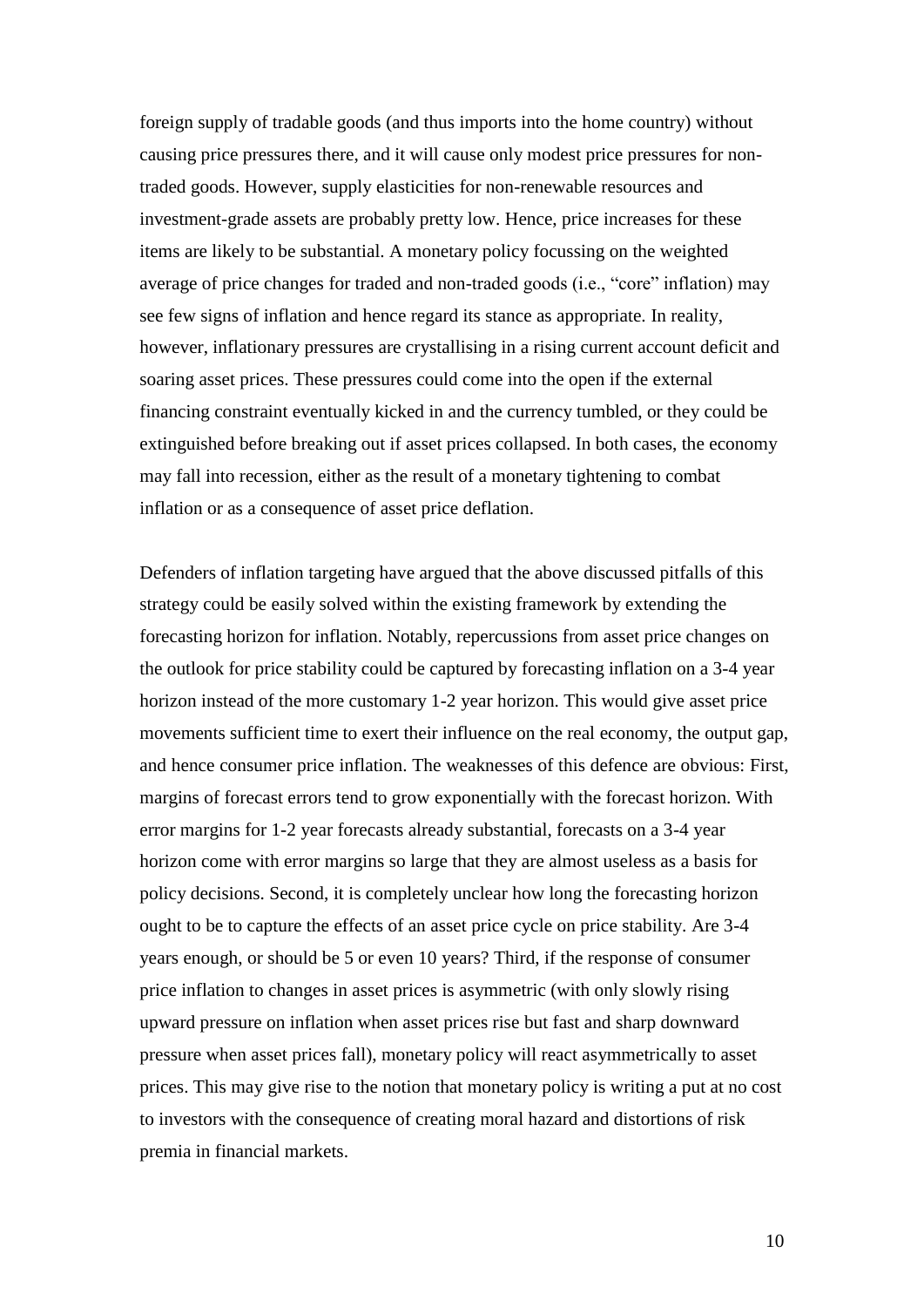foreign supply of tradable goods (and thus imports into the home country) without causing price pressures there, and it will cause only modest price pressures for non-traded goods. However, supply elasticities for non-renewable resources and investment-grade assets are probably pretty low. Hence, price increases for these items are likely to be substantial. A monetary policy focussing on the weighted average of price changes for traded and non-traded goods (i.e., "core" inflation) may see few signs of inflation and hence regard its stance as appropriate. In reality, however, inflationary pressures are crystallising in a rising current account deficit and soaring asset prices. These pressures could come into the open if the external financing constraint eventually kicked in and the currency tumbled, or they could be extinguished before breaking out if asset prices collapsed. In both cases, the economy may fall into recession, either as the result of a monetary tightening to combat inflation or as a consequence of asset price deflation.

Defenders of inflation targeting have argued that the above discussed pitfalls of this strategy could be easily solved within the existing framework by extending the forecasting horizon for inflation. Notably, repercussions from asset price changes on the outlook for price stability could be captured by forecasting inflation on a 3-4 year horizon instead of the more customary 1-2 year horizon. This would give asset price movements sufficient time to exert their influence on the real economy, the output gap, and hence consumer price inflation. The weaknesses of this defence are obvious: First, margins of forecast errors tend to grow exponentially with the forecast horizon. With error margins for 1-2 year forecasts already substantial, forecasts on a 3-4 year horizon come with error margins so large that they are almost useless as a basis for policy decisions. Second, it is completely unclear how long the forecasting horizon ought to be to capture the effects of an asset price cycle on price stability. Are 3-4 years enough, or should be 5 or even 10 years? Third, if the response of consumer price inflation to changes in asset prices is asymmetric (with only slowly rising upward pressure on inflation when asset prices rise but fast and sharp downward pressure when asset prices fall), monetary policy will react asymmetrically to asset prices. This may give rise to the notion that monetary policy is writing a put at no cost to investors with the consequence of creating moral hazard and distortions of risk premia in financial markets.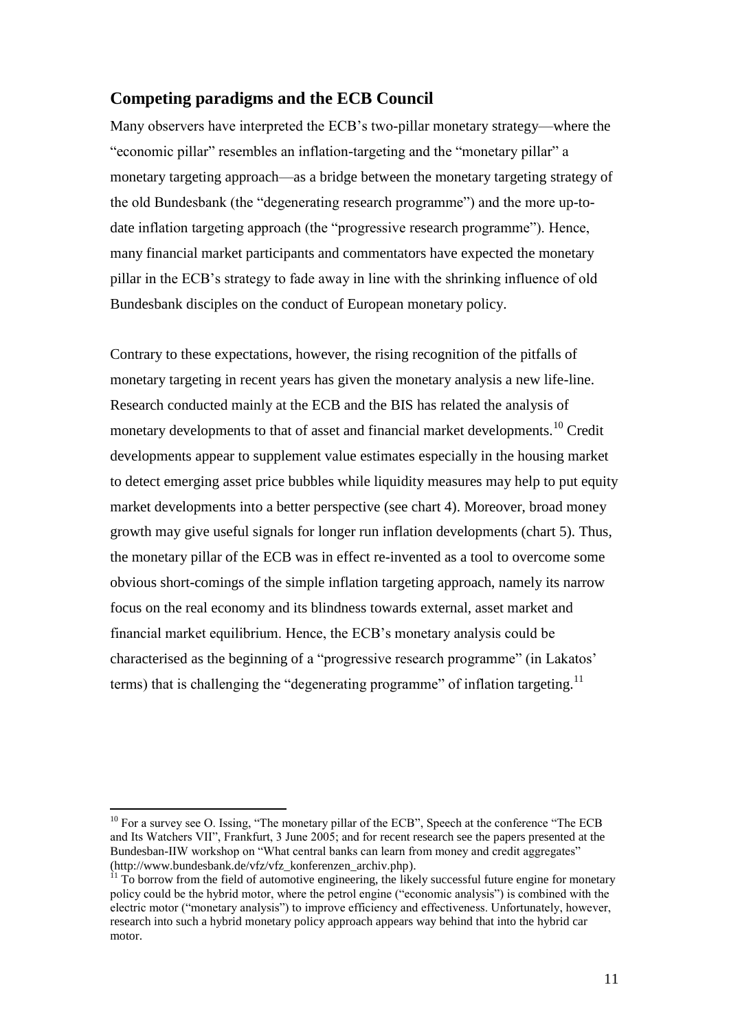## Competing paradigms and the ECB Council

Many observers have interpreted the ECB's two-pillar monetary strategy—where the "economic pillar" resembles an inflation-targeting and the "monetary pillar" a monetary targeting approach—as a bridge between the monetary targeting strategy of the old Bundesbank (the "degenerating research programme") and the more up-to-date inflation targeting approach (the "progressive research programme"). Hence, many financial market participants and commentators have expected the monetary pillar in the ECB's strategy to fade away in line with the shrinking influence of old Bundesbank disciples on the conduct of European monetary policy.

Contrary to these expectations, however, the rising recognition of the pitfalls of monetary targeting in recent years has given the monetary analysis a new life-line. Research conducted mainly at the ECB and the BIS has related the analysis of monetary developments to that of asset and financial market developments.[10] Credit developments appear to supplement value estimates especially in the housing market to detect emerging asset price bubbles while liquidity measures may help to put equity market developments into a better perspective (see chart 4). Moreover, broad money growth may give useful signals for longer run inflation developments (chart 5). Thus, the monetary pillar of the ECB was in effect re-invented as a tool to overcome some obvious short-comings of the simple inflation targeting approach, namely its narrow focus on the real economy and its blindness towards external, asset market and financial market equilibrium. Hence, the ECB's monetary analysis could be characterised as the beginning of a "progressive research programme" (in Lakatos' terms) that is challenging the "degenerating programme" of inflation targeting.[11]

[10] For a survey see O. Issing, "The monetary pillar of the ECB", Speech at the conference "The ECB and Its Watchers VII", Frankfurt, 3 June 2005; and for recent research see the papers presented at the Bundesban-IIW workshop on "What central banks can learn from money and credit aggregates" (http://www.bundesbank.de/vfz/vfz_konferenzen_archiv.php).

[11] To borrow from the field of automotive engineering, the likely successful future engine for monetary policy could be the hybrid motor, where the petrol engine ("economic analysis") is combined with the electric motor ("monetary analysis") to improve efficiency and effectiveness. Unfortunately, however, research into such a hybrid monetary policy approach appears way behind that into the hybrid car motor.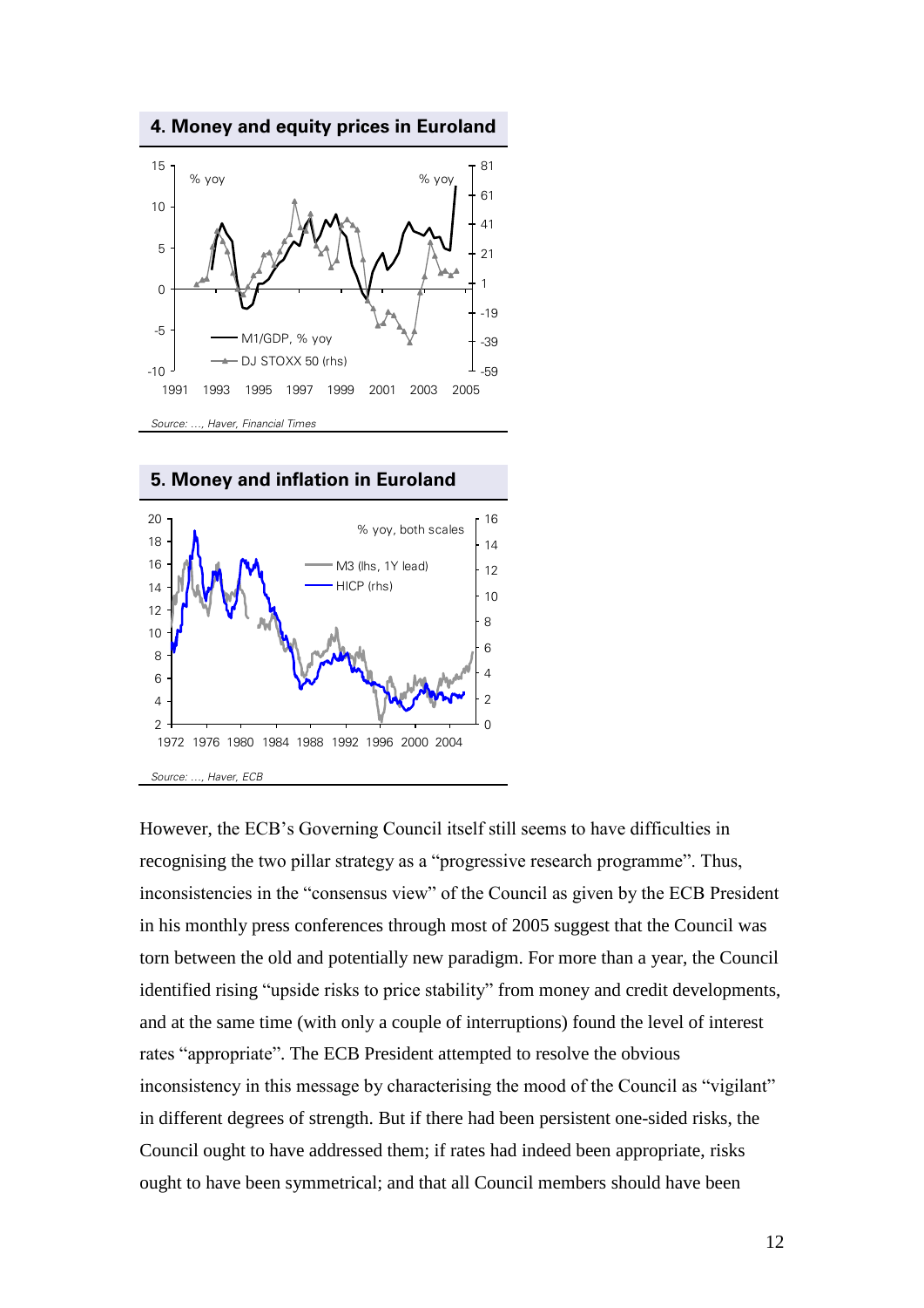**4. Money and equity prices in Euroland**

Source: …, Haver, Financial Times

**5. Money and inflation in Euroland**

Source: …, Haver, ECB

However, the ECB's Governing Council itself still seems to have difficulties in recognising the two pillar strategy as a "progressive research programme". Thus, inconsistencies in the "consensus view" of the Council as given by the ECB President in his monthly press conferences through most of 2005 suggest that the Council was torn between the old and potentially new paradigm. For more than a year, the Council identified rising "upside risks to price stability" from money and credit developments, and at the same time (with only a couple of interruptions) found the level of interest rates "appropriate". The ECB President attempted to resolve the obvious inconsistency in this message by characterising the mood of the Council as "vigilant" in different degrees of strength. But if there had been persistent one-sided risks, the Council ought to have addressed them; if rates had indeed been appropriate, risks ought to have been symmetrical; and that all Council members should have been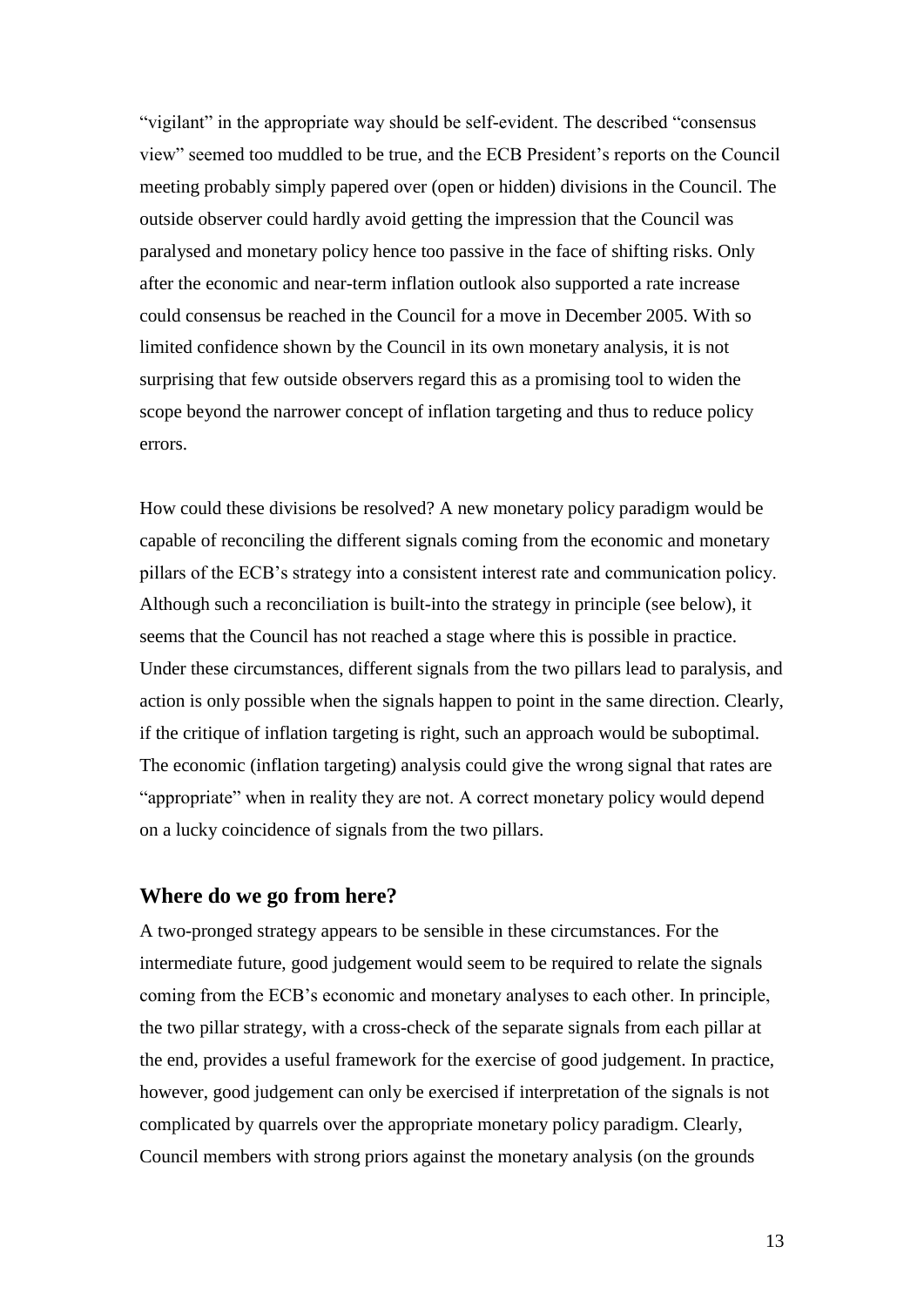"vigilant" in the appropriate way should be self-evident. The described "consensus view" seemed too muddled to be true, and the ECB President's reports on the Council meeting probably simply papered over (open or hidden) divisions in the Council. The outside observer could hardly avoid getting the impression that the Council was paralysed and monetary policy hence too passive in the face of shifting risks. Only after the economic and near-term inflation outlook also supported a rate increase could consensus be reached in the Council for a move in December 2005. With so limited confidence shown by the Council in its own monetary analysis, it is not surprising that few outside observers regard this as a promising tool to widen the scope beyond the narrower concept of inflation targeting and thus to reduce policy errors.

How could these divisions be resolved? A new monetary policy paradigm would be capable of reconciling the different signals coming from the economic and monetary pillars of the ECB's strategy into a consistent interest rate and communication policy. Although such a reconciliation is built-into the strategy in principle (see below), it seems that the Council has not reached a stage where this is possible in practice. Under these circumstances, different signals from the two pillars lead to paralysis, and action is only possible when the signals happen to point in the same direction. Clearly, if the critique of inflation targeting is right, such an approach would be suboptimal. The economic (inflation targeting) analysis could give the wrong signal that rates are "appropriate" when in reality they are not. A correct monetary policy would depend on a lucky coincidence of signals from the two pillars.

## Where do we go from here?

A two-pronged strategy appears to be sensible in these circumstances. For the intermediate future, good judgement would seem to be required to relate the signals coming from the ECB's economic and monetary analyses to each other. In principle, the two pillar strategy, with a cross-check of the separate signals from each pillar at the end, provides a useful framework for the exercise of good judgement. In practice, however, good judgement can only be exercised if interpretation of the signals is not complicated by quarrels over the appropriate monetary policy paradigm. Clearly, Council members with strong priors against the monetary analysis (on the grounds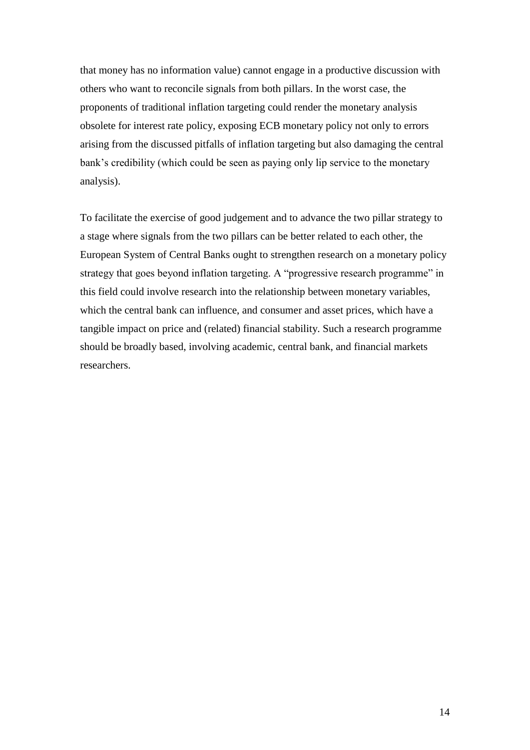that money has no information value) cannot engage in a productive discussion with others who want to reconcile signals from both pillars. In the worst case, the proponents of traditional inflation targeting could render the monetary analysis obsolete for interest rate policy, exposing ECB monetary policy not only to errors arising from the discussed pitfalls of inflation targeting but also damaging the central bank's credibility (which could be seen as paying only lip service to the monetary analysis).

To facilitate the exercise of good judgement and to advance the two pillar strategy to a stage where signals from the two pillars can be better related to each other, the European System of Central Banks ought to strengthen research on a monetary policy strategy that goes beyond inflation targeting. A "progressive research programme" in this field could involve research into the relationship between monetary variables, which the central bank can influence, and consumer and asset prices, which have a tangible impact on price and (related) financial stability. Such a research programme should be broadly based, involving academic, central bank, and financial markets researchers.